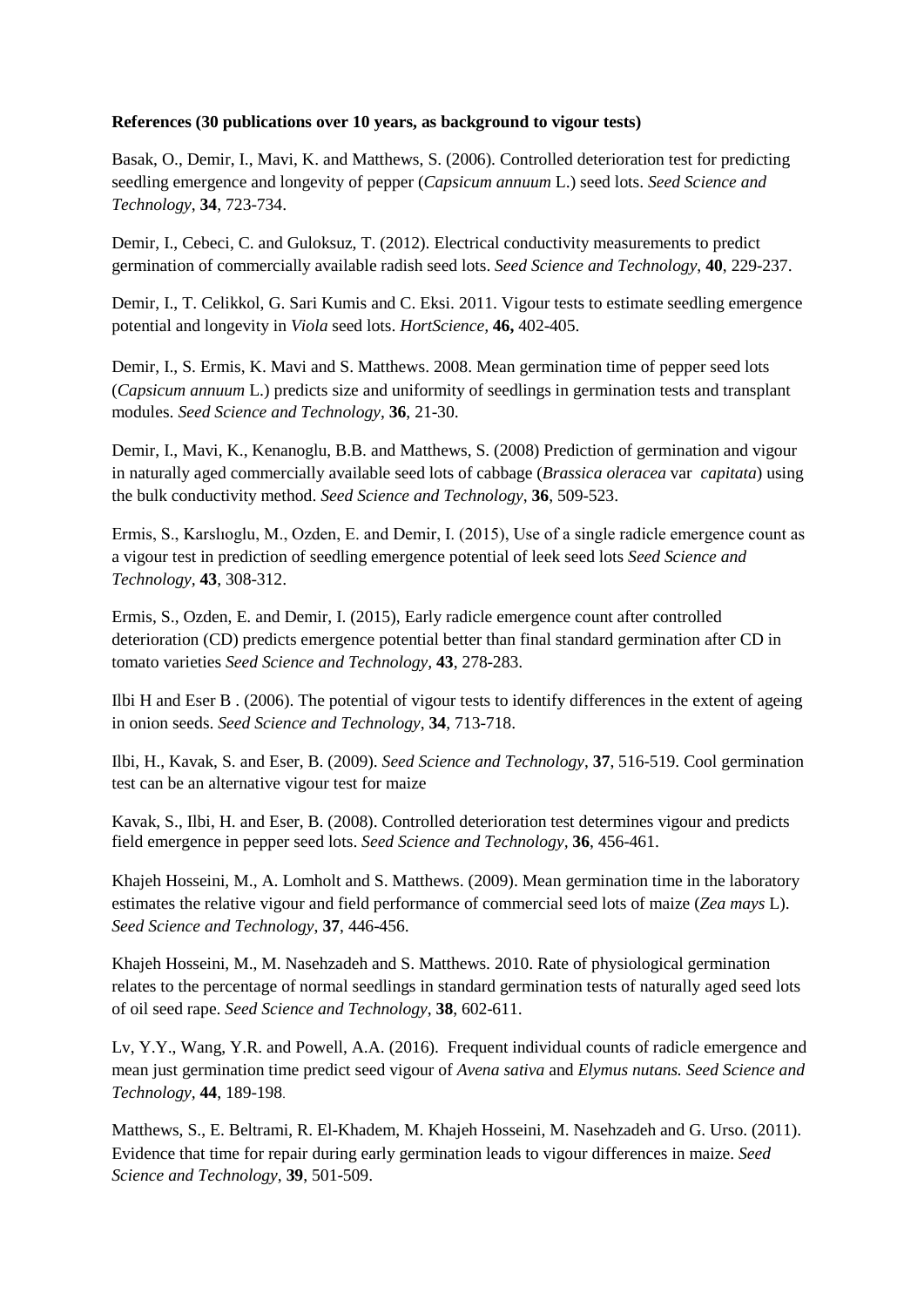**References (30 publications over 10 years, as background to vigour tests)**

Basak, O., Demir, I., Mavi, K. and Matthews, S. (2006). Controlled deterioration test for predicting seedling emergence and longevity of pepper (*Capsicum annuum* L.) seed lots. *Seed Science and Technology*, **34**, 723-734.

Demir, I., Cebeci, C. and Guloksuz, T. (2012). Electrical conductivity measurements to predict germination of commercially available radish seed lots. *Seed Science and Technology*, **40**, 229-237.

Demir, I., T. Celikkol, G. Sari Kumis and C. Eksi. 2011. Vigour tests to estimate seedling emergence potential and longevity in *Viola* seed lots. *HortScience*, **46,** 402-405.

Demir, I., S. Ermis, K. Mavi and S. Matthews. 2008. Mean germination time of pepper seed lots (*Capsicum annuum* L.) predicts size and uniformity of seedlings in germination tests and transplant modules. *Seed Science and Technology*, **36**, 21-30.

Demir, I., Mavi, K., Kenanoglu, B.B. and Matthews, S. (2008) Prediction of germination and vigour in naturally aged commercially available seed lots of cabbage (*Brassica oleracea* var *capitata*) using the bulk conductivity method. *Seed Science and Technology*, **36**, 509-523.

Ermis, S., Karslıoglu, M., Ozden, E. and Demir, I. (2015), Use of a single radicle emergence count as a vigour test in prediction of seedling emergence potential of leek seed lots *Seed Science and Technology*, **43**, 308-312.

Ermis, S., Ozden, E. and Demir, I. (2015), Early radicle emergence count after controlled deterioration (CD) predicts emergence potential better than final standard germination after CD in tomato varieties *Seed Science and Technology,* **43**, 278-283.

Ilbi H and Eser B . (2006). The potential of vigour tests to identify differences in the extent of ageing in onion seeds. *Seed Science and Technology*, **34**, 713-718.

Ilbi, H., Kavak, S. and Eser, B. (2009). *Seed Science and Technology*, **37**, 516-519. Cool germination test can be an alternative vigour test for maize

Kavak, S., Ilbi, H. and Eser, B. (2008). Controlled deterioration test determines vigour and predicts field emergence in pepper seed lots. *Seed Science and Technology*, **36**, 456-461.

Khajeh Hosseini, M., A. Lomholt and S. Matthews. (2009). Mean germination time in the laboratory estimates the relative vigour and field performance of commercial seed lots of maize (*Zea mays* L). *Seed Science and Technology*, **37**, 446-456.

Khajeh Hosseini, M., M. Nasehzadeh and S. Matthews. 2010. Rate of physiological germination relates to the percentage of normal seedlings in standard germination tests of naturally aged seed lots of oil seed rape. *Seed Science and Technology*, **38**, 602-611.

Lv, Y.Y., Wang, Y.R. and Powell, A.A. (2016). Frequent individual counts of radicle emergence and mean just germination time predict seed vigour of *Avena sativa* and *Elymus nutans. Seed Science and Technology*, **44**, 189-198.

Matthews, S., E. Beltrami, R. El-Khadem, M. Khajeh Hosseini, M. Nasehzadeh and G. Urso. (2011). Evidence that time for repair during early germination leads to vigour differences in maize. *Seed Science and Technology*, **39**, 501-509.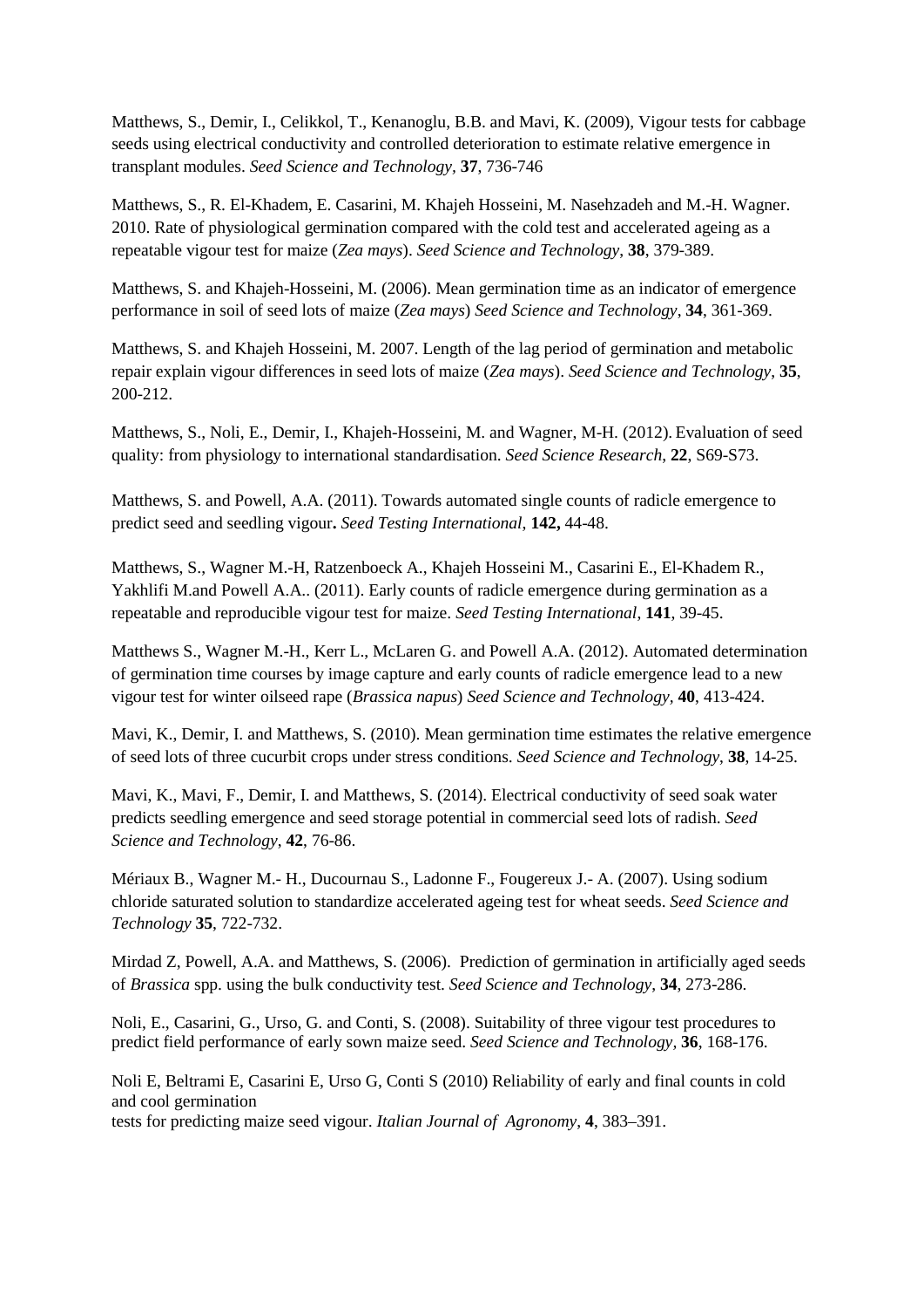Matthews, S., Demir, I., Celikkol, T., Kenanoglu, B.B. and Mavi, K. (2009), Vigour tests for cabbage seeds using electrical conductivity and controlled deterioration to estimate relative emergence in transplant modules. *Seed Science and Technology*, **37**, 736-746

Matthews, S., R. El-Khadem, E. Casarini, M. Khajeh Hosseini, M. Nasehzadeh and M.-H. Wagner. 2010. Rate of physiological germination compared with the cold test and accelerated ageing as a repeatable vigour test for maize (*Zea mays*). *Seed Science and Technology*, **38**, 379-389.

Matthews, S. and Khajeh-Hosseini, M. (2006). Mean germination time as an indicator of emergence performance in soil of seed lots of maize (*Zea mays*) *Seed Science and Technology*, **34**, 361-369.

Matthews, S. and Khajeh Hosseini, M. 2007. Length of the lag period of germination and metabolic repair explain vigour differences in seed lots of maize (*Zea mays*). *Seed Science and Technology*, **35**, 200-212.

Matthews, S., Noli, E., Demir, I., Khajeh-Hosseini, M. and Wagner, M-H. (2012). Evaluation of seed quality: from physiology to international standardisation. *Seed Science Research*, **22**, S69-S73.

Matthews, S. and Powell, A.A. (2011). Towards automated single counts of radicle emergence to predict seed and seedling vigour**.** *Seed Testing International*, **142,** 44-48.

Matthews, S., Wagner M.-H, Ratzenboeck A., Khajeh Hosseini M., Casarini E., El-Khadem R., Yakhlifi M.and Powell A.A.. (2011). Early counts of radicle emergence during germination as a repeatable and reproducible vigour test for maize. *Seed Testing International*, **141**, 39-45.

Matthews S., Wagner M.-H., Kerr L., McLaren G. and Powell A.A. (2012). Automated determination of germination time courses by image capture and early counts of radicle emergence lead to a new vigour test for winter oilseed rape (*Brassica napus*) *Seed Science and Technology*, **40**, 413-424.

Mavi, K., Demir, I. and Matthews, S. (2010). Mean germination time estimates the relative emergence of seed lots of three cucurbit crops under stress conditions. *Seed Science and Technology*, **38**, 14-25.

Mavi, K., Mavi, F., Demir, I. and Matthews, S. (2014). Electrical conductivity of seed soak water predicts seedling emergence and seed storage potential in commercial seed lots of radish. *Seed Science and Technology*, **42**, 76-86.

Mériaux B., Wagner M.- H., Ducournau S., Ladonne F., Fougereux J.- A. (2007). Using sodium chloride saturated solution to standardize accelerated ageing test for wheat seeds. *Seed Science and Technology* **35**, 722-732.

Mirdad Z, Powell, A.A. and Matthews, S. (2006). Prediction of germination in artificially aged seeds of *Brassica* spp. using the bulk conductivity test. *Seed Science and Technology*, **34**, 273-286.

Noli, E., Casarini, G., Urso, G. and Conti, S. (2008). Suitability of three vigour test procedures to predict field performance of early sown maize seed. *Seed Science and Technology,* **36**, 168-176.

Noli E, Beltrami E, Casarini E, Urso G, Conti S (2010) Reliability of early and final counts in cold and cool germination
tests for predicting maize seed vigour. *Italian Journal of Agronomy*, **4**, 383–391.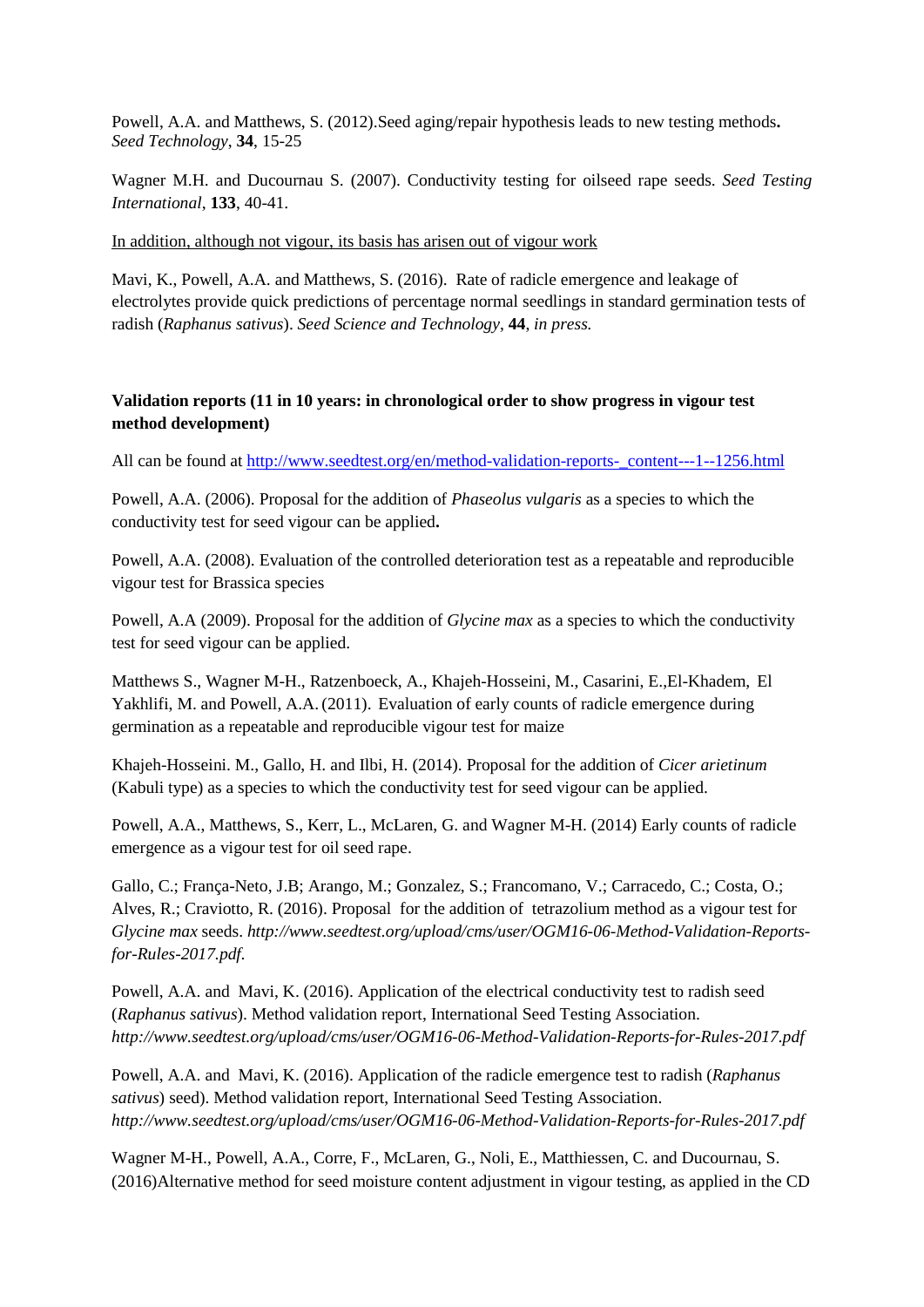Powell, A.A. and Matthews, S. (2012).Seed aging/repair hypothesis leads to new testing methods**.** *Seed Technology*, **34**, 15-25

Wagner M.H. and Ducournau S. (2007). Conductivity testing for oilseed rape seeds. *Seed Testing International*, **133**, 40-41.

<u>In addition, although not vigour, its basis has arisen out of vigour work</u>

Mavi, K., Powell, A.A. and Matthews, S. (2016). Rate of radicle emergence and leakage of electrolytes provide quick predictions of percentage normal seedlings in standard germination tests of radish (*Raphanus sativus*). *Seed Science and Technology*, **44**, *in press.*

**Validation reports (11 in 10 years: in chronological order to show progress in vigour test method development)**

All can be found at [http://www.seedtest.org/en/method-validation-reports-_content---1--1256.html](http://www.seedtest.org/en/method-validation-reports-_content---1--1256.html)

Powell, A.A. (2006). Proposal for the addition of *Phaseolus vulgaris* as a species to which the conductivity test for seed vigour can be applied**.**

Powell, A.A. (2008). Evaluation of the controlled deterioration test as a repeatable and reproducible vigour test for Brassica species

Powell, A.A (2009). Proposal for the addition of *Glycine max* as a species to which the conductivity test for seed vigour can be applied.

Matthews S., Wagner M-H., Ratzenboeck, A., Khajeh-Hosseini, M., Casarini, E.,El-Khadem, El Yakhlifi, M. and Powell, A.A. (2011). Evaluation of early counts of radicle emergence during germination as a repeatable and reproducible vigour test for maize

Khajeh-Hosseini. M., Gallo, H. and Ilbi, H. (2014). Proposal for the addition of *Cicer arietinum* (Kabuli type) as a species to which the conductivity test for seed vigour can be applied.

Powell, A.A., Matthews, S., Kerr, L., McLaren, G. and Wagner M-H. (2014) Early counts of radicle emergence as a vigour test for oil seed rape.

Gallo, C.; França-Neto, J.B; Arango, M.; Gonzalez, S.; Francomano, V.; Carracedo, C.; Costa, O.; Alves, R.; Craviotto, R. (2016). Proposal for the addition of tetrazolium method as a vigour test for *Glycine max* seeds. *http://www.seedtest.org/upload/cms/user/OGM16-06-Method-Validation-Reports-for-Rules-2017.pdf.*

Powell, A.A. and Mavi, K. (2016). Application of the electrical conductivity test to radish seed (*Raphanus sativus*). Method validation report, International Seed Testing Association. *http://www.seedtest.org/upload/cms/user/OGM16-06-Method-Validation-Reports-for-Rules-2017.pdf*

Powell, A.A. and Mavi, K. (2016). Application of the radicle emergence test to radish (*Raphanus sativus*) seed). Method validation report, International Seed Testing Association. *http://www.seedtest.org/upload/cms/user/OGM16-06-Method-Validation-Reports-for-Rules-2017.pdf*

Wagner M-H., Powell, A.A., Corre, F., McLaren, G., Noli, E., Matthiessen, C. and Ducournau, S. (2016)Alternative method for seed moisture content adjustment in vigour testing, as applied in the CD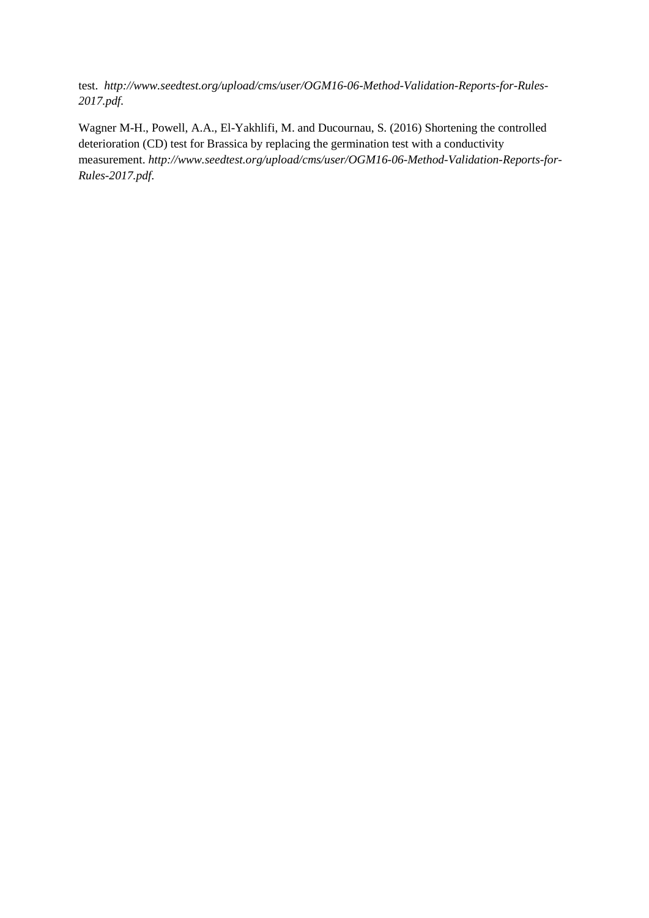test. *http://www.seedtest.org/upload/cms/user/OGM16-06-Method-Validation-Reports-for-Rules-2017.pdf.*

Wagner M-H., Powell, A.A., El-Yakhlifi, M. and Ducournau, S. (2016) Shortening the controlled deterioration (CD) test for Brassica by replacing the germination test with a conductivity measurement. *http://www.seedtest.org/upload/cms/user/OGM16-06-Method-Validation-Reports-for-Rules-2017.pdf.*